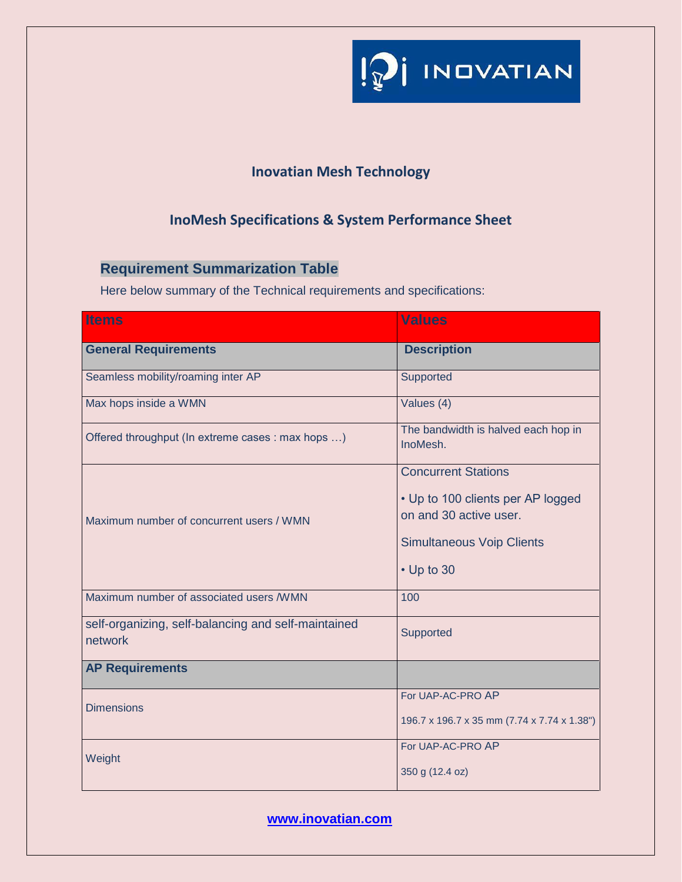# Inovatian Mesh Technology

## InoMesh Specifications & System Performance Sheet

### Requirement Summarization Table

Here below summary of the Technical requirements and specifications:

| Items | Values |
|---|---|
| **General Requirements** | **Description** |
| Seamless mobility/roaming inter AP | Supported |
| Max hops inside a WMN | Values (4) |
| Offered throughput (In extreme cases : max hops …) | The bandwidth is halved each hop in InoMesh. |
| Maximum number of concurrent users / WMN | Concurrent Stations<br>• Up to 100 clients per AP logged on and 30 active user.<br>Simultaneous Voip Clients<br>• Up to 30 |
| Maximum number of associated users /WMN | 100 |
| self-organizing, self-balancing and self-maintained network | Supported |
| **AP Requirements** | |
| Dimensions | For UAP-AC-PRO AP<br>196.7 x 196.7 x 35 mm (7.74 x 7.74 x 1.38") |
| Weight | For UAP-AC-PRO AP<br>350 g (12.4 oz) |

www.inovatian.com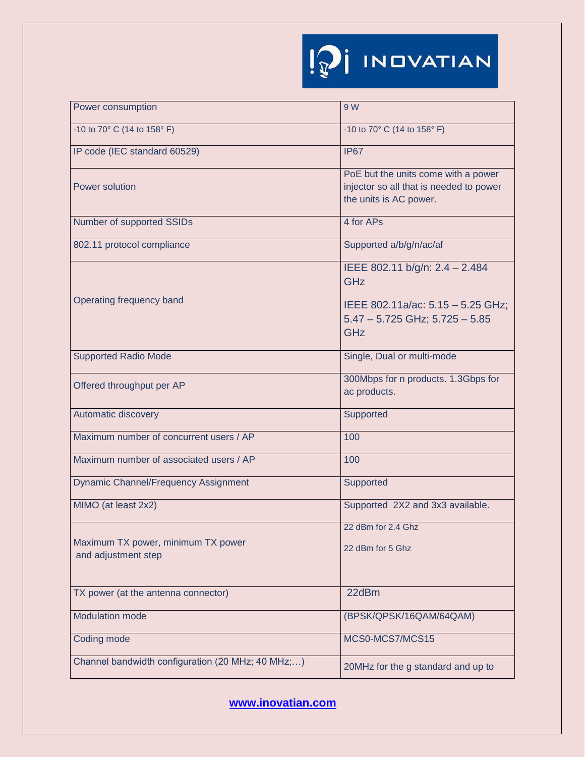| Power consumption | 9 W |
|---|---|
| -10 to 70° C (14 to 158° F) | -10 to 70° C (14 to 158° F) |
| IP code (IEC standard 60529) | IP67 |
| Power solution | PoE but the units come with a power injector so all that is needed to power the units is AC power. |
| Number of supported SSIDs | 4 for APs |
| 802.11 protocol compliance | Supported a/b/g/n/ac/af |
| Operating frequency band | IEEE 802.11 b/g/n: 2.4 – 2.484 GHz<br><br>IEEE 802.11a/ac: 5.15 – 5.25 GHz; 5.47 – 5.725 GHz; 5.725 – 5.85 GHz |
| Supported Radio Mode | Single, Dual or multi-mode |
| Offered throughput per AP | 300Mbps for n products. 1.3Gbps for ac products. |
| Automatic discovery | Supported |
| Maximum number of concurrent users / AP | 100 |
| Maximum number of associated users / AP | 100 |
| Dynamic Channel/Frequency Assignment | Supported |
| MIMO (at least 2x2) | Supported 2X2 and 3x3 available. |
| Maximum TX power, minimum TX power and adjustment step | 22 dBm for 2.4 Ghz<br><br>22 dBm for 5 Ghz |
| TX power (at the antenna connector) | 22dBm |
| Modulation mode | (BPSK/QPSK/16QAM/64QAM) |
| Coding mode | MCS0-MCS7/MCS15 |
| Channel bandwidth configuration (20 MHz; 40 MHz;…) | 20MHz for the g standard and up to |

**www.inovatian.com**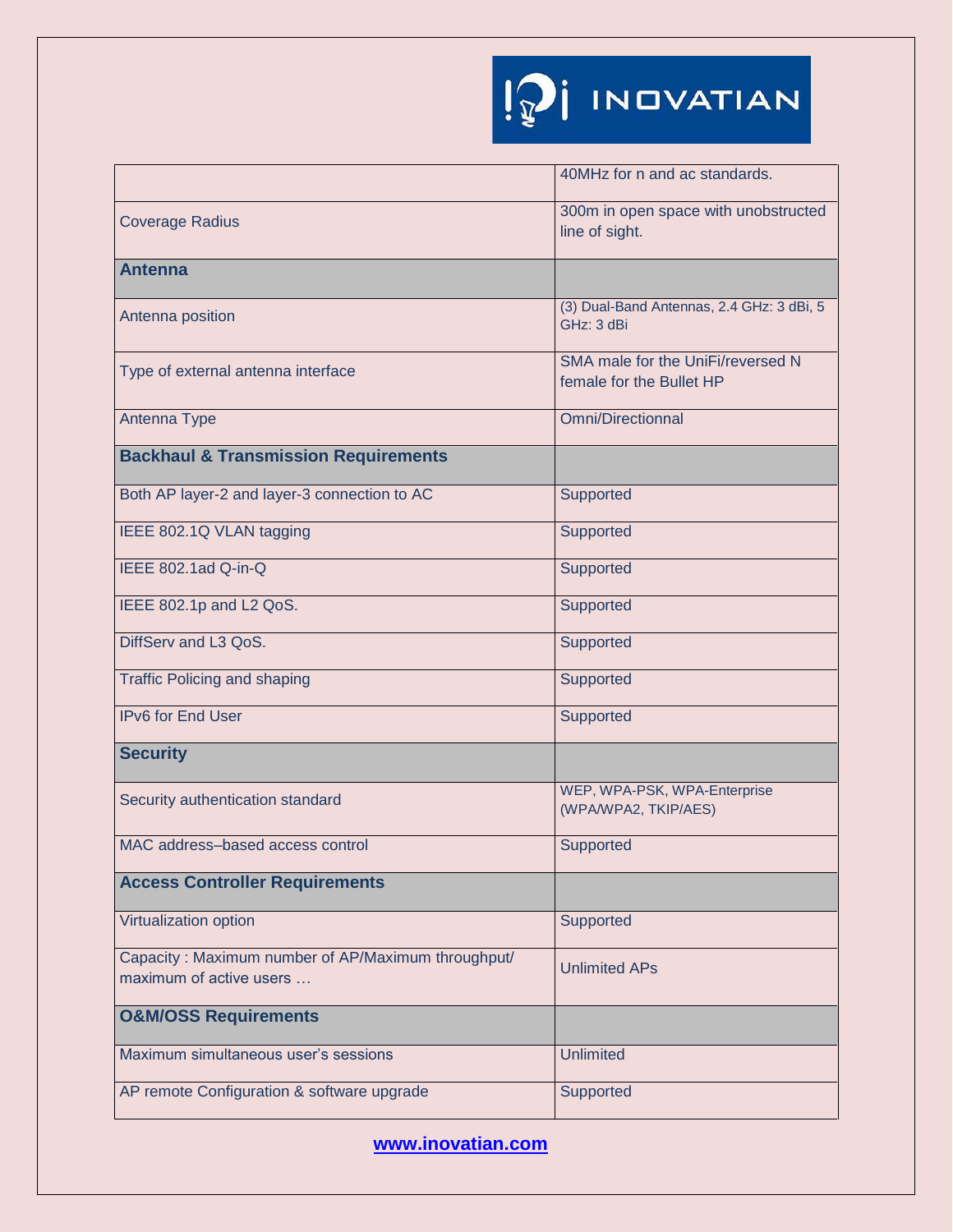| | |
|---|---|
| | 40MHz for n and ac standards. |
| Coverage Radius | 300m in open space with unobstructed line of sight. |
| **Antenna** | |
| Antenna position | (3) Dual-Band Antennas, 2.4 GHz: 3 dBi, 5 GHz: 3 dBi |
| Type of external antenna interface | SMA male for the UniFi/reversed N female for the Bullet HP |
| Antenna Type | Omni/Directionnal |
| **Backhaul & Transmission Requirements** | |
| Both AP layer-2 and layer-3 connection to AC | Supported |
| IEEE 802.1Q VLAN tagging | Supported |
| IEEE 802.1ad Q-in-Q | Supported |
| IEEE 802.1p and L2 QoS. | Supported |
| DiffServ and L3 QoS. | Supported |
| Traffic Policing and shaping | Supported |
| IPv6 for End User | Supported |
| **Security** | |
| Security authentication standard | WEP, WPA-PSK, WPA-Enterprise (WPA/WPA2, TKIP/AES) |
| MAC address–based access control | Supported |
| **Access Controller Requirements** | |
| Virtualization option | Supported |
| Capacity : Maximum number of AP/Maximum throughput/ maximum of active users … | Unlimited APs |
| **O&M/OSS Requirements** | |
| Maximum simultaneous user's sessions | Unlimited |
| AP remote Configuration & software upgrade | Supported |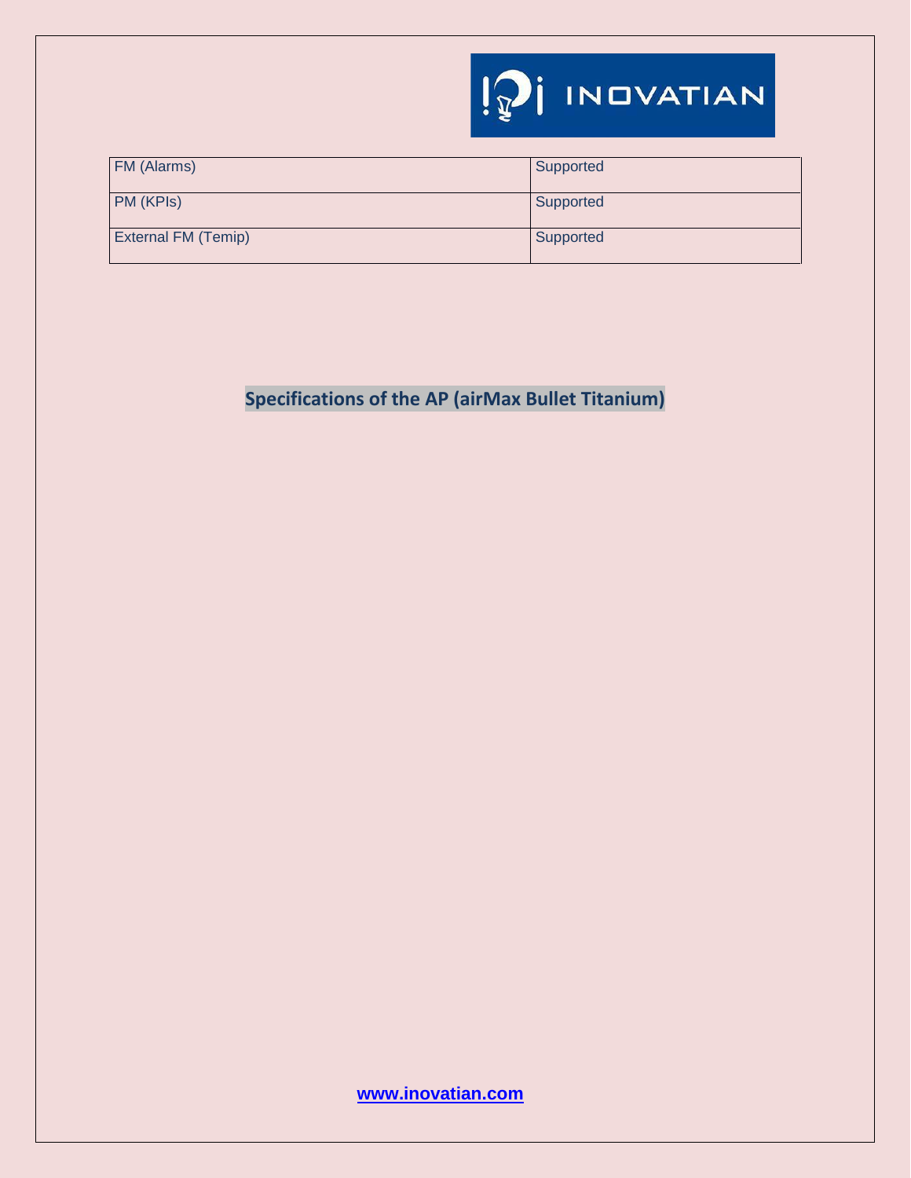| FM (Alarms) | Supported |
|---|---|
| PM (KPIs) | Supported |
| External FM (Temip) | Supported |

## Specifications of the AP (airMax Bullet Titanium)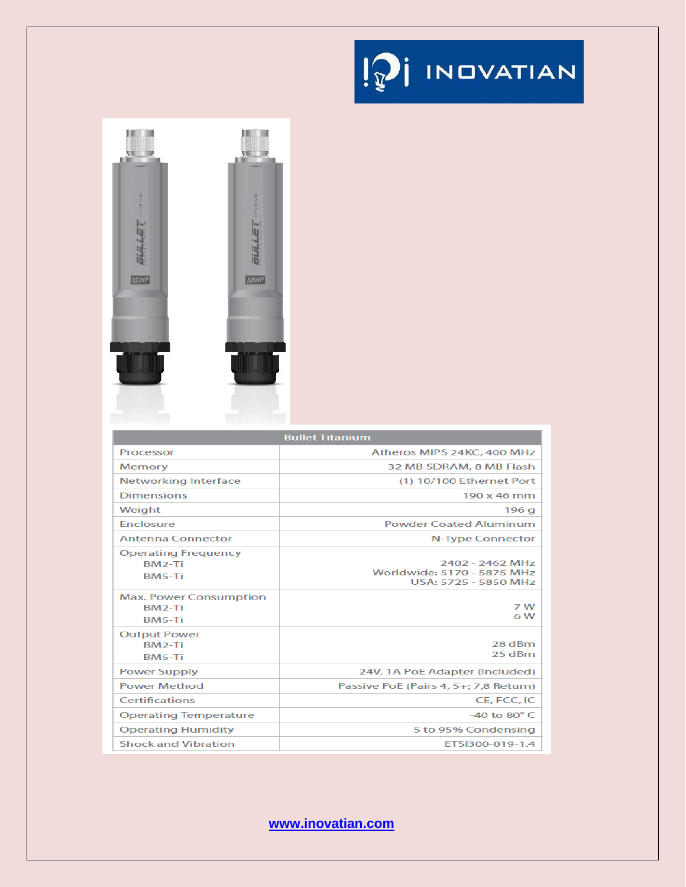INOVATIAN

| Bullet Titanium | |
|---|---|
| Processor | Atheros MIPS 24KC, 400 MHz |
| Memory | 32 MB SDRAM, 8 MB Flash |
| Networking Interface | (1) 10/100 Ethernet Port |
| Dimensions | 190 x 46 mm |
| Weight | 196 g |
| Enclosure | Powder Coated Aluminum |
| Antenna Connector | N-Type Connector |
| Operating Frequency<br>BM2-Ti<br>BM5-Ti | 2402 - 2462 MHz<br>Worldwide: 5170 - 5875 MHz<br>USA: 5725 - 5850 MHz |
| Max. Power Consumption<br>BM2-Ti<br>BM5-Ti | 7 W<br>6 W |
| Output Power<br>BM2-Ti<br>BM5-Ti | 28 dBm<br>25 dBm |
| Power Supply | 24V, 1A PoE Adapter (Included) |
| Power Method | Passive PoE (Pairs 4, 5+; 7,8 Return) |
| Certifications | CE, FCC, IC |
| Operating Temperature | -40 to 80° C |
| Operating Humidity | 5 to 95% Condensing |
| Shock and Vibration | ETSI300-019-1.4 |

www.inovatian.com